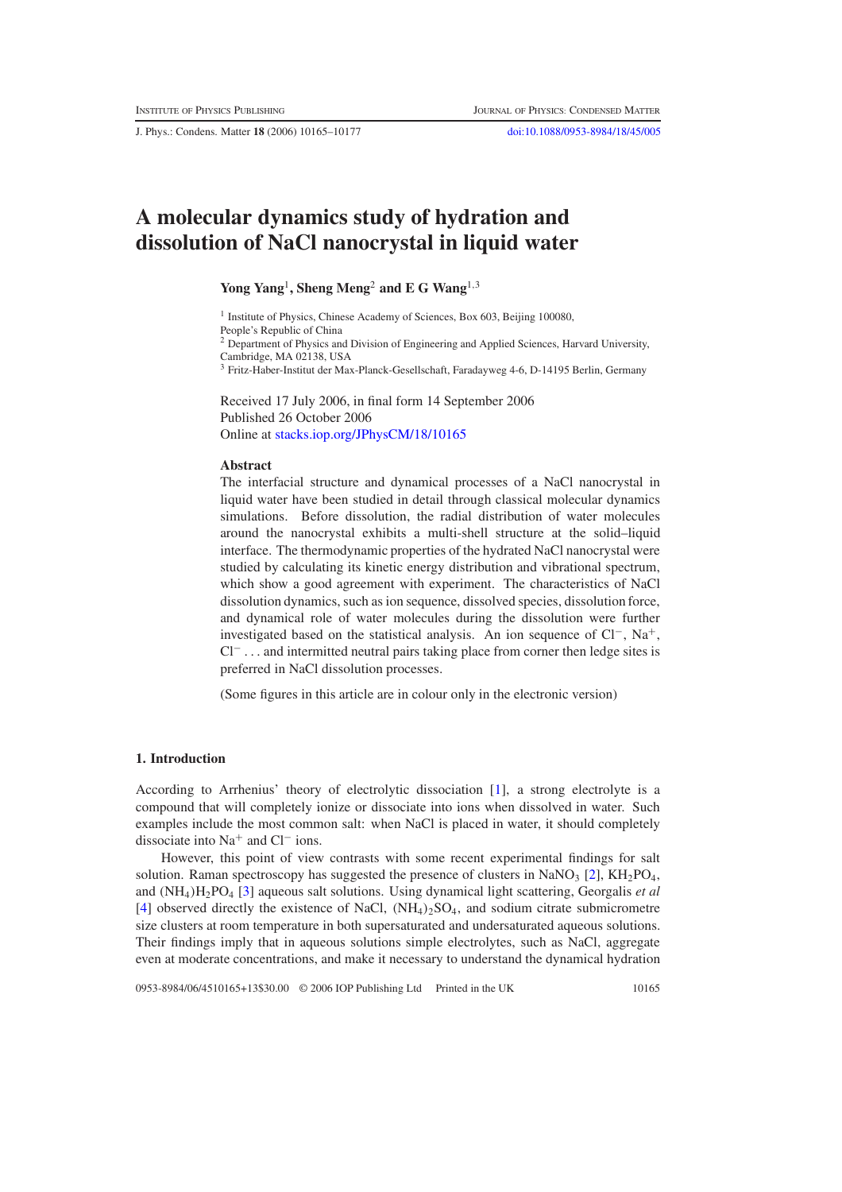# A molecular dynamics study of hydration and dissolution of NaCl nanocrystal in liquid water

**Yong Yang**[1], **Sheng Meng**[2] **and E G Wang**[1,3]

[1] Institute of Physics, Chinese Academy of Sciences, Box 603, Beijing 100080, People's Republic of China
[2] Department of Physics and Division of Engineering and Applied Sciences, Harvard University, Cambridge, MA 02138, USA
[3] Fritz-Haber-Institut der Max-Planck-Gesellschaft, Faradayweg 4-6, D-14195 Berlin, Germany

Received 17 July 2006, in final form 14 September 2006
Published 26 October 2006
Online at stacks.iop.org/JPhysCM/18/10165

## Abstract

The interfacial structure and dynamical processes of a NaCl nanocrystal in liquid water have been studied in detail through classical molecular dynamics simulations. Before dissolution, the radial distribution of water molecules around the nanocrystal exhibits a multi-shell structure at the solid–liquid interface. The thermodynamic properties of the hydrated NaCl nanocrystal were studied by calculating its kinetic energy distribution and vibrational spectrum, which show a good agreement with experiment. The characteristics of NaCl dissolution dynamics, such as ion sequence, dissolved species, dissolution force, and dynamical role of water molecules during the dissolution were further investigated based on the statistical analysis. An ion sequence of $Cl^-$, $Na^+$, $Cl^-$ . . . and intermitted neutral pairs taking place from corner then ledge sites is preferred in NaCl dissolution processes.

(Some figures in this article are in colour only in the electronic version)

## 1. Introduction

According to Arrhenius' theory of electrolytic dissociation [1], a strong electrolyte is a compound that will completely ionize or dissociate into ions when dissolved in water. Such examples include the most common salt: when NaCl is placed in water, it should completely dissociate into $Na^+$ and $Cl^-$ ions.

However, this point of view contrasts with some recent experimental findings for salt solution. Raman spectroscopy has suggested the presence of clusters in $NaNO_3$ [2], $KH_2PO_4$, and $(NH_4)H_2PO_4$ [3] aqueous salt solutions. Using dynamical light scattering, Georgalis *et al* [4] observed directly the existence of NaCl, $(NH_4)_2SO_4$, and sodium citrate submicrometre size clusters at room temperature in both supersaturated and undersaturated aqueous solutions. Their findings imply that in aqueous solutions simple electrolytes, such as NaCl, aggregate even at moderate concentrations, and make it necessary to understand the dynamical hydration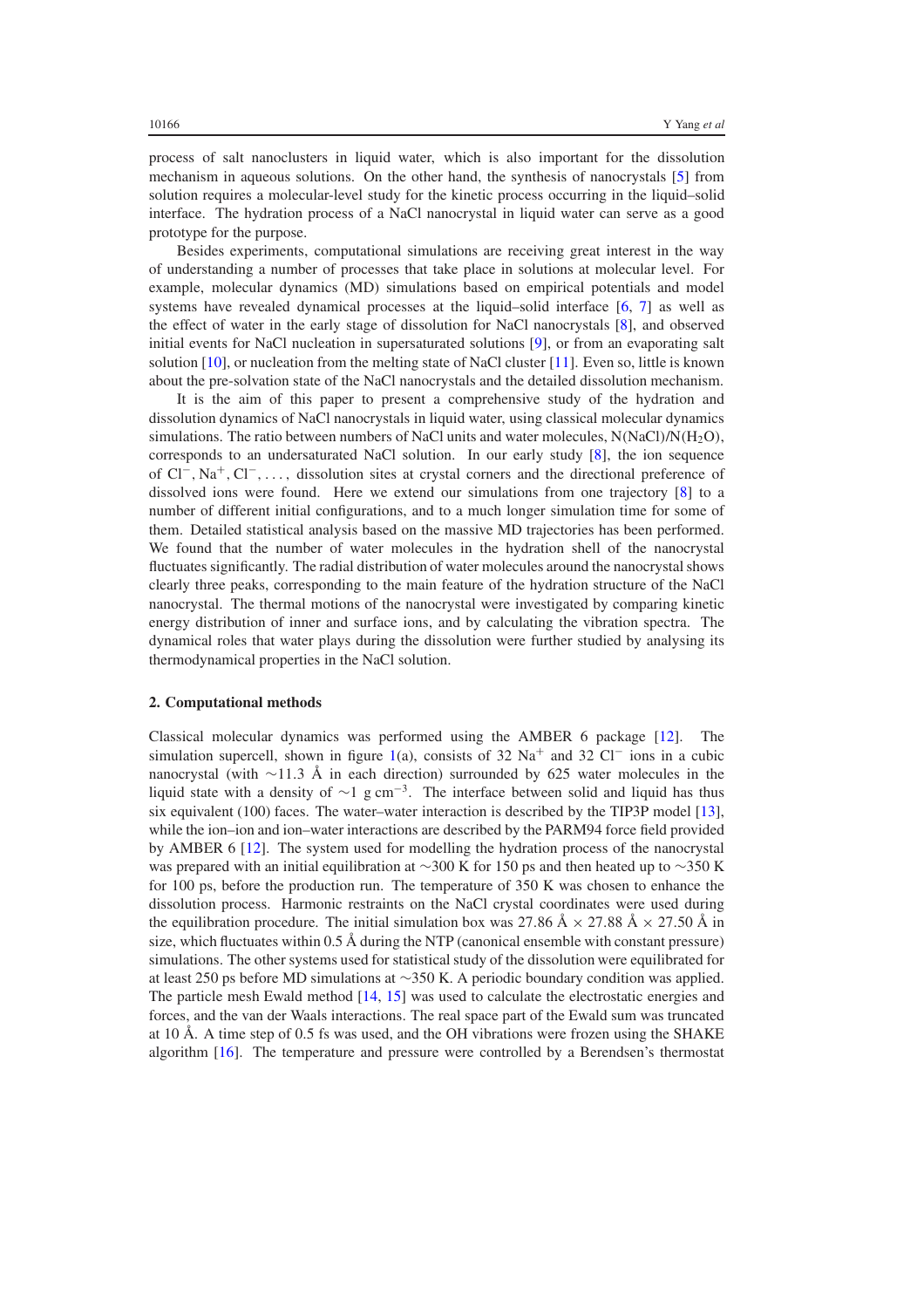process of salt nanoclusters in liquid water, which is also important for the dissolution mechanism in aqueous solutions. On the other hand, the synthesis of nanocrystals [5] from solution requires a molecular-level study for the kinetic process occurring in the liquid–solid interface. The hydration process of a NaCl nanocrystal in liquid water can serve as a good prototype for the purpose.

Besides experiments, computational simulations are receiving great interest in the way of understanding a number of processes that take place in solutions at molecular level. For example, molecular dynamics (MD) simulations based on empirical potentials and model systems have revealed dynamical processes at the liquid–solid interface [6, 7] as well as the effect of water in the early stage of dissolution for NaCl nanocrystals [8], and observed initial events for NaCl nucleation in supersaturated solutions [9], or from an evaporating salt solution [10], or nucleation from the melting state of NaCl cluster [11]. Even so, little is known about the pre-solvation state of the NaCl nanocrystals and the detailed dissolution mechanism.

It is the aim of this paper to present a comprehensive study of the hydration and dissolution dynamics of NaCl nanocrystals in liquid water, using classical molecular dynamics simulations. The ratio between numbers of NaCl units and water molecules, N(NaCl)/N($H_2O$), corresponds to an undersaturated NaCl solution. In our early study [8], the ion sequence of $Cl^-$, $Na^+$, $Cl^-$, . . . , dissolution sites at crystal corners and the directional preference of dissolved ions were found. Here we extend our simulations from one trajectory [8] to a number of different initial configurations, and to a much longer simulation time for some of them. Detailed statistical analysis based on the massive MD trajectories has been performed. We found that the number of water molecules in the hydration shell of the nanocrystal fluctuates significantly. The radial distribution of water molecules around the nanocrystal shows clearly three peaks, corresponding to the main feature of the hydration structure of the NaCl nanocrystal. The thermal motions of the nanocrystal were investigated by comparing kinetic energy distribution of inner and surface ions, and by calculating the vibration spectra. The dynamical roles that water plays during the dissolution were further studied by analysing its thermodynamical properties in the NaCl solution.

## 2. Computational methods

Classical molecular dynamics was performed using the AMBER 6 package [12]. The simulation supercell, shown in figure 1(a), consists of 32 $Na^+$ and 32 $Cl^-$ ions in a cubic nanocrystal (with ∼11.3 Å in each direction) surrounded by 625 water molecules in the liquid state with a density of ∼1 g $cm^{-3}$. The interface between solid and liquid has thus six equivalent (100) faces. The water–water interaction is described by the TIP3P model [13], while the ion–ion and ion–water interactions are described by the PARM94 force field provided by AMBER 6 [12]. The system used for modelling the hydration process of the nanocrystal was prepared with an initial equilibration at ∼300 K for 150 ps and then heated up to ∼350 K for 100 ps, before the production run. The temperature of 350 K was chosen to enhance the dissolution process. Harmonic restraints on the NaCl crystal coordinates were used during the equilibration procedure. The initial simulation box was 27.86 Å × 27.88 Å × 27.50 Å in size, which fluctuates within 0.5 Å during the NTP (canonical ensemble with constant pressure) simulations. The other systems used for statistical study of the dissolution were equilibrated for at least 250 ps before MD simulations at ∼350 K. A periodic boundary condition was applied. The particle mesh Ewald method [14, 15] was used to calculate the electrostatic energies and forces, and the van der Waals interactions. The real space part of the Ewald sum was truncated at 10 Å. A time step of 0.5 fs was used, and the OH vibrations were frozen using the SHAKE algorithm [16]. The temperature and pressure were controlled by a Berendsen's thermostat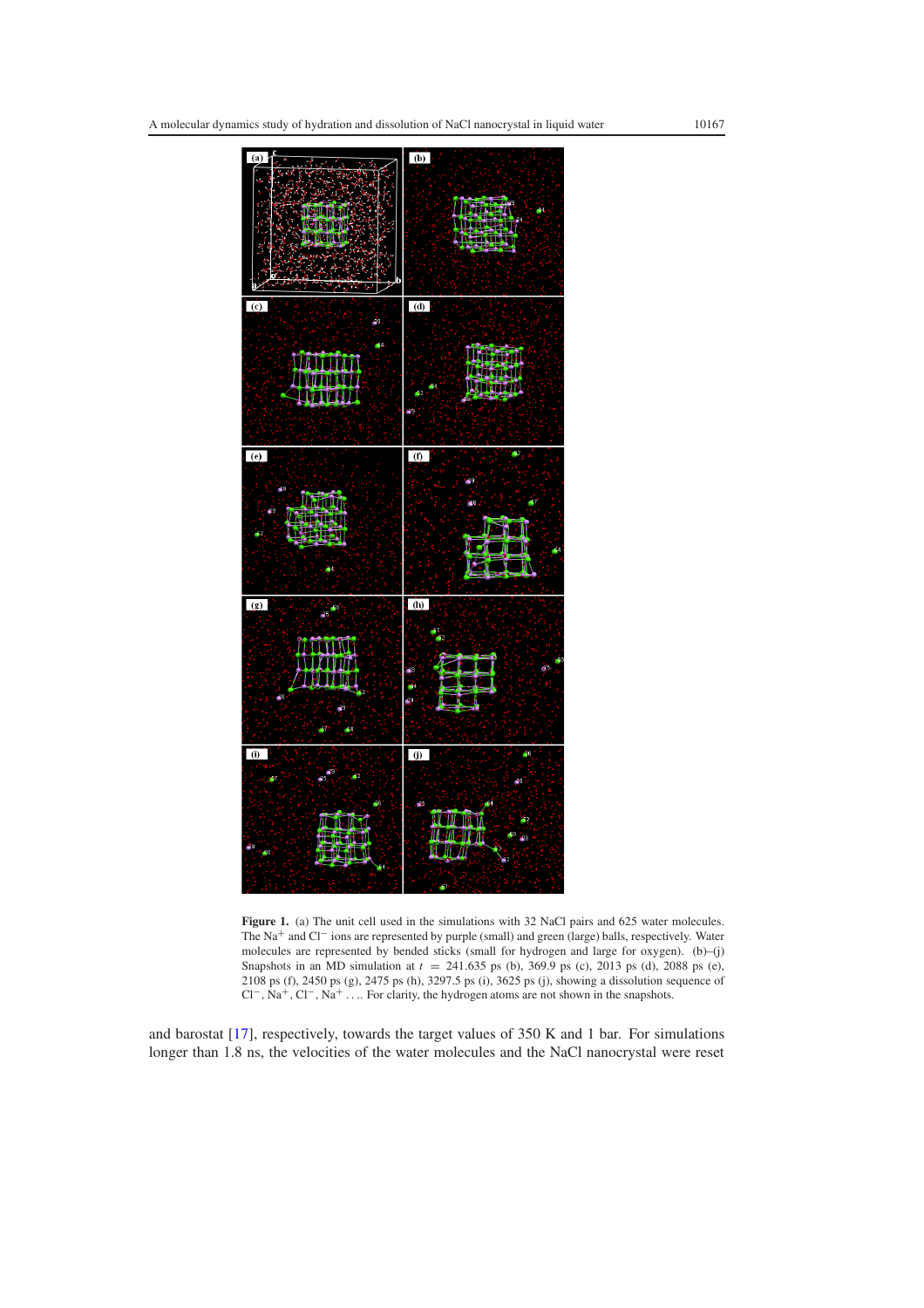**Figure 1.** (a) The unit cell used in the simulations with 32 NaCl pairs and 625 water molecules. The $Na^+$ and $Cl^-$ ions are represented by purple (small) and green (large) balls, respectively. Water molecules are represented by bended sticks (small for hydrogen and large for oxygen). (b)–(j) Snapshots in an MD simulation at $t = 241.635$ ps (b), 369.9 ps (c), 2013 ps (d), 2088 ps (e), 2108 ps (f), 2450 ps (g), 2475 ps (h), 3297.5 ps (i), 3625 ps (j), showing a dissolution sequence of $Cl^-$, $Na^+$, $Cl^-$, $Na^+$ .... For clarity, the hydrogen atoms are not shown in the snapshots.

and barostat [17], respectively, towards the target values of 350 K and 1 bar. For simulations longer than 1.8 ns, the velocities of the water molecules and the NaCl nanocrystal were reset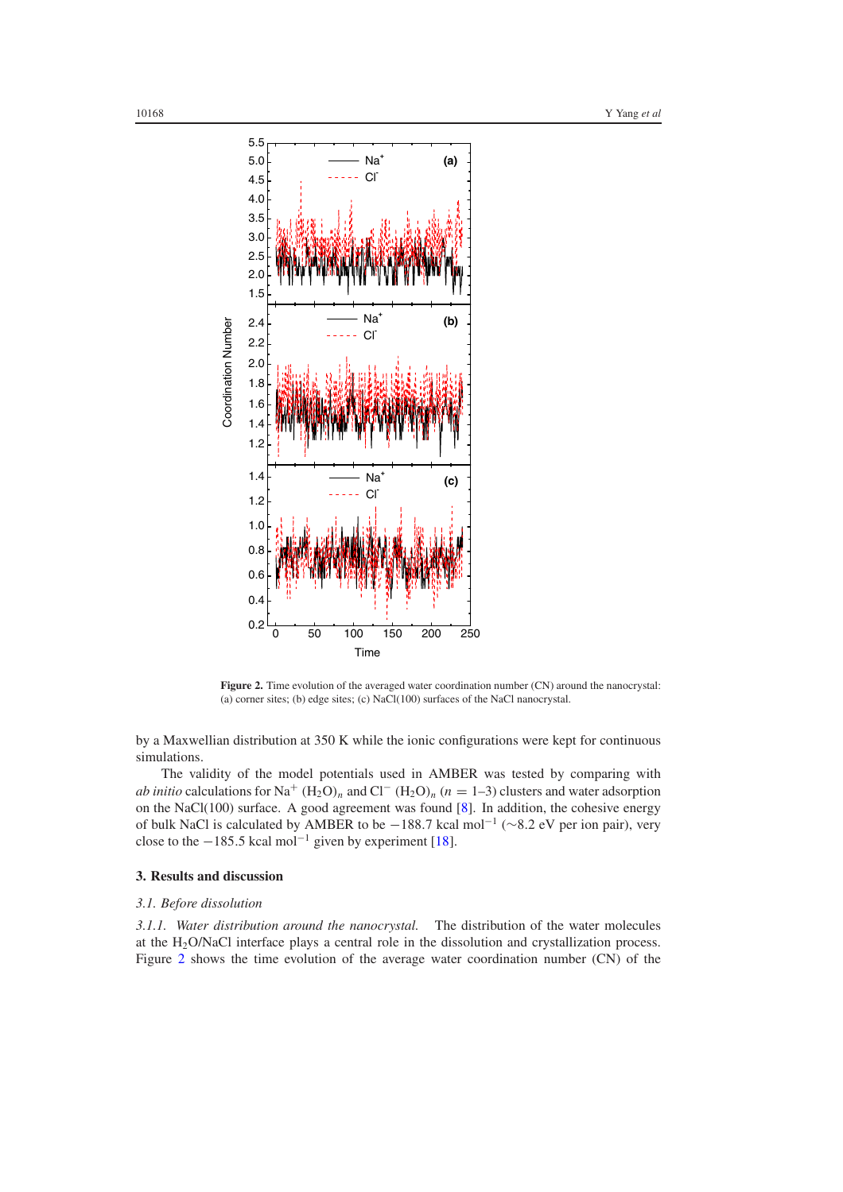**Figure 2.** Time evolution of the averaged water coordination number (CN) around the nanocrystal: (a) corner sites; (b) edge sites; (c) NaCl(100) surfaces of the NaCl nanocrystal.

by a Maxwellian distribution at 350 K while the ionic configurations were kept for continuous simulations.

The validity of the model potentials used in AMBER was tested by comparing with *ab initio* calculations for $Na^+$ $(H_2O)_n$ and $Cl^-$ $(H_2O)_n$ ($n = 1$–3) clusters and water adsorption on the NaCl(100) surface. A good agreement was found [8]. In addition, the cohesive energy of bulk NaCl is calculated by AMBER to be $-188.7$ kcal mol$^{-1}$ ($\sim$8.2 eV per ion pair), very close to the $-185.5$ kcal mol$^{-1}$ given by experiment [18].

## 3. Results and discussion

### 3.1. Before dissolution

*3.1.1. Water distribution around the nanocrystal.* The distribution of the water molecules at the $H_2O$/NaCl interface plays a central role in the dissolution and crystallization process. Figure 2 shows the time evolution of the average water coordination number (CN) of the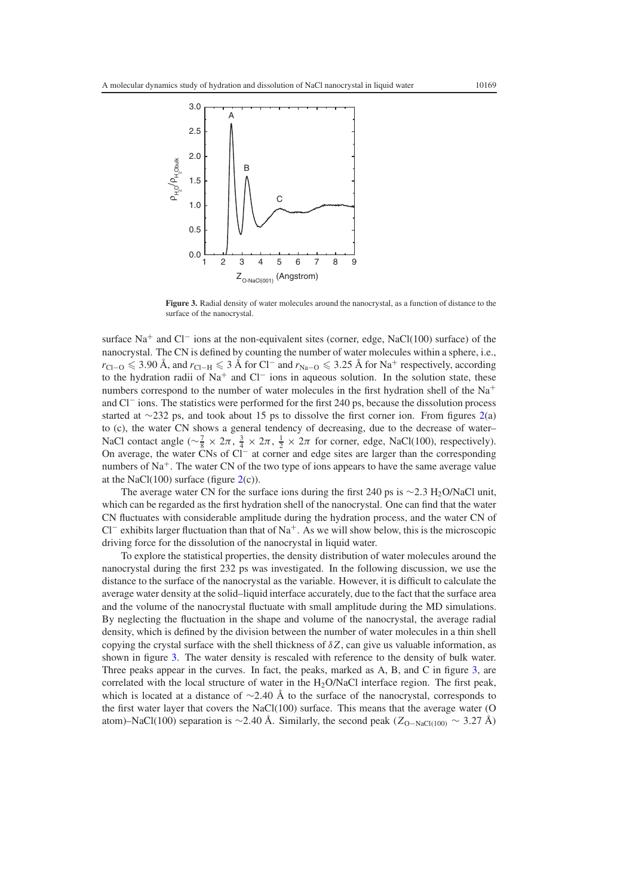A

B

C

3.0

2.5

2.0

1.5

1.0

0.5

0.0

1 2 3 4 5 6 7 8 9

$\rho_{H_2O}/\rho_{H_2Obulk}$

$Z_{O\text{-}NaCl(001)}$ (Angstrom)

**Figure 3.** Radial density of water molecules around the nanocrystal, as a function of distance to the surface of the nanocrystal.

surface $Na^+$ and $Cl^-$ ions at the non-equivalent sites (corner, edge, NaCl(100) surface) of the nanocrystal. The CN is defined by counting the number of water molecules within a sphere, i.e., $r_{Cl-O} \leqslant 3.90$ Å, and $r_{Cl-H} \leqslant 3$ Å for $Cl^-$ and $r_{Na-O} \leqslant 3.25$ Å for $Na^+$ respectively, according to the hydration radii of $Na^+$ and $Cl^-$ ions in aqueous solution. In the solution state, these numbers correspond to the number of water molecules in the first hydration shell of the $Na^+$ and $Cl^-$ ions. The statistics were performed for the first 240 ps, because the dissolution process started at $\sim$232 ps, and took about 15 ps to dissolve the first corner ion. From figures 2(a) to (c), the water CN shows a general tendency of decreasing, due to the decrease of water–NaCl contact angle ($\sim\frac{7}{8} \times 2\pi$, $\frac{3}{4} \times 2\pi$, $\frac{1}{2} \times 2\pi$ for corner, edge, NaCl(100), respectively). On average, the water CNs of $Cl^-$ at corner and edge sites are larger than the corresponding numbers of $Na^+$. The water CN of the two type of ions appears to have the same average value at the NaCl(100) surface (figure 2(c)).

The average water CN for the surface ions during the first 240 ps is $\sim$2.3 $H_2O$/NaCl unit, which can be regarded as the first hydration shell of the nanocrystal. One can find that the water CN fluctuates with considerable amplitude during the hydration process, and the water CN of $Cl^-$ exhibits larger fluctuation than that of $Na^+$. As we will show below, this is the microscopic driving force for the dissolution of the nanocrystal in liquid water.

To explore the statistical properties, the density distribution of water molecules around the nanocrystal during the first 232 ps was investigated. In the following discussion, we use the distance to the surface of the nanocrystal as the variable. However, it is difficult to calculate the average water density at the solid–liquid interface accurately, due to the fact that the surface area and the volume of the nanocrystal fluctuate with small amplitude during the MD simulations. By neglecting the fluctuation in the shape and volume of the nanocrystal, the average radial density, which is defined by the division between the number of water molecules in a thin shell copying the crystal surface with the shell thickness of $\delta Z$, can give us valuable information, as shown in figure 3. The water density is rescaled with reference to the density of bulk water. Three peaks appear in the curves. In fact, the peaks, marked as A, B, and C in figure 3, are correlated with the local structure of water in the $H_2O$/NaCl interface region. The first peak, which is located at a distance of $\sim$2.40 Å to the surface of the nanocrystal, corresponds to the first water layer that covers the NaCl(100) surface. This means that the average water (O atom)–NaCl(100) separation is $\sim$2.40 Å. Similarly, the second peak ($Z_{O-NaCl(100)} \sim 3.27$ Å)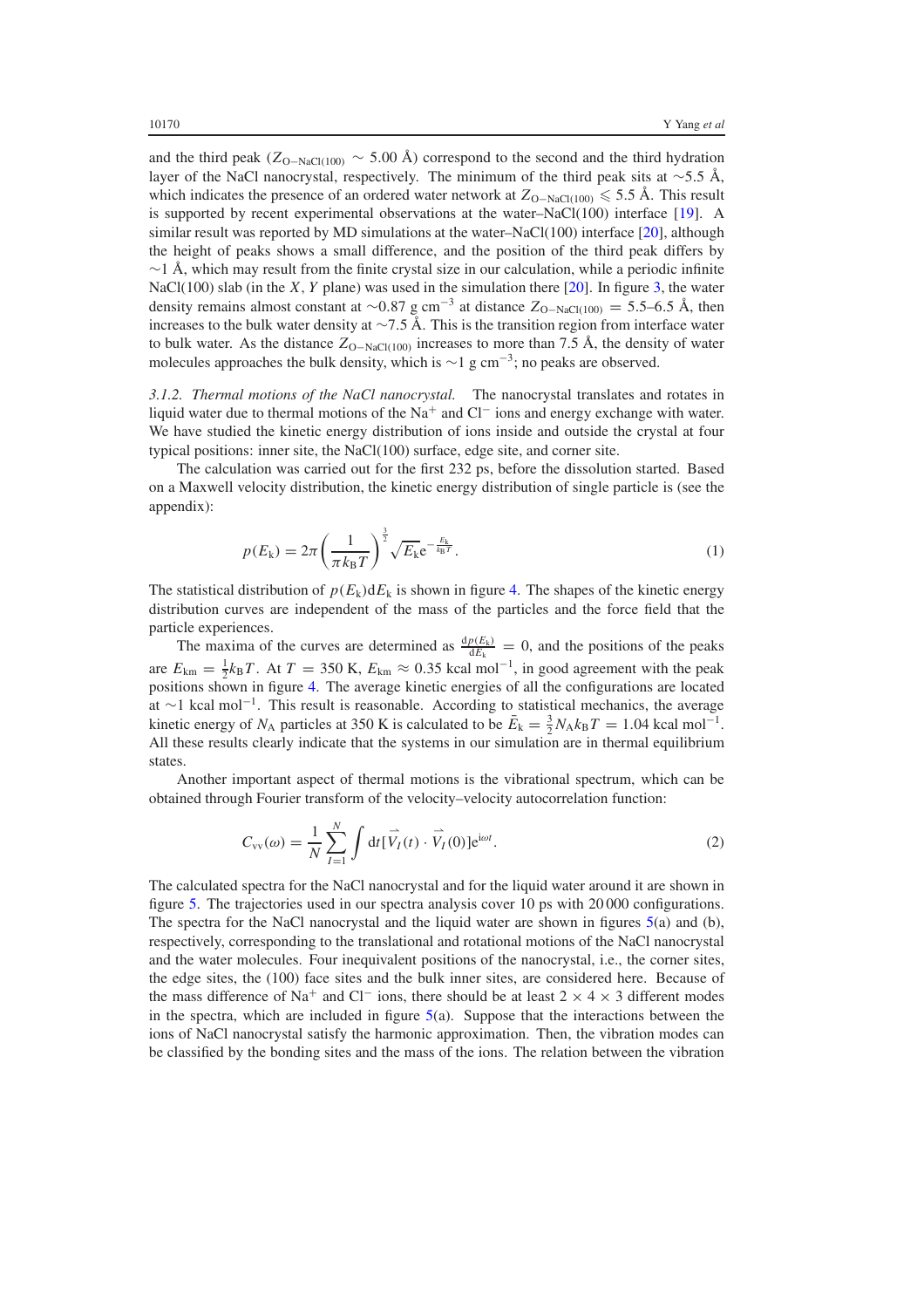and the third peak ($Z_{O-NaCl(100)} \sim 5.00$ Å) correspond to the second and the third hydration layer of the NaCl nanocrystal, respectively. The minimum of the third peak sits at $\sim$5.5 Å, which indicates the presence of an ordered water network at $Z_{O-NaCl(100)} \leqslant 5.5$ Å. This result is supported by recent experimental observations at the water–NaCl(100) interface [19]. A similar result was reported by MD simulations at the water–NaCl(100) interface [20], although the height of peaks shows a small difference, and the position of the third peak differs by $\sim$1 Å, which may result from the finite crystal size in our calculation, while a periodic infinite NaCl(100) slab (in the $X$, $Y$ plane) was used in the simulation there [20]. In figure 3, the water density remains almost constant at $\sim$0.87 g cm$^{-3}$ at distance $Z_{O-NaCl(100)} = 5.5$–$6.5$ Å, then increases to the bulk water density at $\sim$7.5 Å. This is the transition region from interface water to bulk water. As the distance $Z_{O-NaCl(100)}$ increases to more than 7.5 Å, the density of water molecules approaches the bulk density, which is $\sim$1 g cm$^{-3}$; no peaks are observed.

*3.1.2. Thermal motions of the NaCl nanocrystal.* The nanocrystal translates and rotates in liquid water due to thermal motions of the $Na^+$ and $Cl^-$ ions and energy exchange with water. We have studied the kinetic energy distribution of ions inside and outside the crystal at four typical positions: inner site, the NaCl(100) surface, edge site, and corner site.

The calculation was carried out for the first 232 ps, before the dissolution started. Based on a Maxwell velocity distribution, the kinetic energy distribution of single particle is (see the appendix):

$$p(E_k) = 2\pi \left(\frac{1}{\pi k_B T}\right)^{\frac{3}{2}} \sqrt{E_k} e^{-\frac{E_k}{k_B T}}. \tag{1}$$

The statistical distribution of $p(E_k)\mathrm{d}E_k$ is shown in figure 4. The shapes of the kinetic energy distribution curves are independent of the mass of the particles and the force field that the particle experiences.

The maxima of the curves are determined as $\frac{\mathrm{d}p(E_k)}{\mathrm{d}E_k} = 0$, and the positions of the peaks are $E_{km} = \frac{1}{2}k_B T$. At $T = 350$ K, $E_{km} \approx 0.35$ kcal mol$^{-1}$, in good agreement with the peak positions shown in figure 4. The average kinetic energies of all the configurations are located at $\sim$1 kcal mol$^{-1}$. This result is reasonable. According to statistical mechanics, the average kinetic energy of $N_A$ particles at 350 K is calculated to be $\bar{E}_k = \frac{3}{2}N_A k_B T = 1.04$ kcal mol$^{-1}$. All these results clearly indicate that the systems in our simulation are in thermal equilibrium states.

Another important aspect of thermal motions is the vibrational spectrum, which can be obtained through Fourier transform of the velocity–velocity autocorrelation function:

$$C_{vv}(\omega) = \frac{1}{N}\sum_{I=1}^{N} \int \mathrm{d}t [\vec{V}_I(t) \cdot \vec{V}_I(0)] e^{i\omega t}. \tag{2}$$

The calculated spectra for the NaCl nanocrystal and for the liquid water around it are shown in figure 5. The trajectories used in our spectra analysis cover 10 ps with 20 000 configurations. The spectra for the NaCl nanocrystal and the liquid water are shown in figures 5(a) and (b), respectively, corresponding to the translational and rotational motions of the NaCl nanocrystal and the water molecules. Four inequivalent positions of the nanocrystal, i.e., the corner sites, the edge sites, the (100) face sites and the bulk inner sites, are considered here. Because of the mass difference of $Na^+$ and $Cl^-$ ions, there should be at least $2 \times 4 \times 3$ different modes in the spectra, which are included in figure 5(a). Suppose that the interactions between the ions of NaCl nanocrystal satisfy the harmonic approximation. Then, the vibration modes can be classified by the bonding sites and the mass of the ions. The relation between the vibration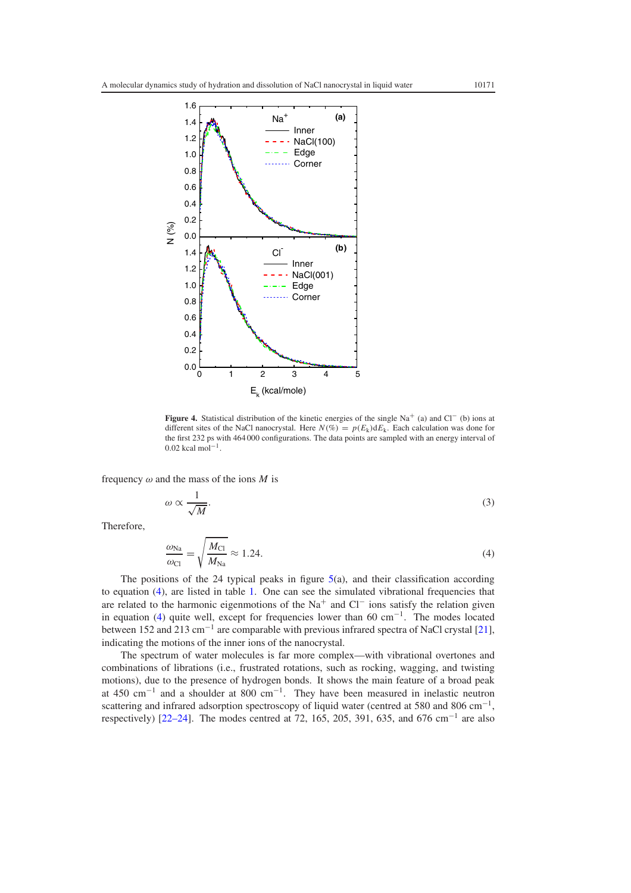Na$^+$

(a)

Inner

NaCl(100)

Edge

Corner

Cl$^-$

(b)

Inner

NaCl(001)

Edge

Corner

N (%)

1.6
1.4
1.2
1.0
0.8
0.6
0.4
0.2
0.0

0 1 2 3 4 5

E$_k$ (kcal/mole)

**Figure 4.** Statistical distribution of the kinetic energies of the single $Na^+$ (a) and $Cl^-$ (b) ions at different sites of the NaCl nanocrystal. Here $N(\%) = p(E_k)dE_k$. Each calculation was done for the first 232 ps with 464 000 configurations. The data points are sampled with an energy interval of 0.02 kcal mol$^{-1}$.

frequency $\omega$ and the mass of the ions $M$ is

$$\omega \propto \frac{1}{\sqrt{M}}. \tag{3}$$

Therefore,

$$\frac{\omega_{Na}}{\omega_{Cl}} = \sqrt{\frac{M_{Cl}}{M_{Na}}} \approx 1.24. \tag{4}$$

The positions of the 24 typical peaks in figure 5(a), and their classification according to equation (4), are listed in table 1. One can see the simulated vibrational frequencies that are related to the harmonic eigenmotions of the $Na^+$ and $Cl^-$ ions satisfy the relation given in equation (4) quite well, except for frequencies lower than 60 cm$^{-1}$. The modes located between 152 and 213 cm$^{-1}$ are comparable with previous infrared spectra of NaCl crystal [21], indicating the motions of the inner ions of the nanocrystal.

The spectrum of water molecules is far more complex—with vibrational overtones and combinations of librations (i.e., frustrated rotations, such as rocking, wagging, and twisting motions), due to the presence of hydrogen bonds. It shows the main feature of a broad peak at 450 cm$^{-1}$ and a shoulder at 800 cm$^{-1}$. They have been measured in inelastic neutron scattering and infrared adsorption spectroscopy of liquid water (centred at 580 and 806 cm$^{-1}$, respectively) [22–24]. The modes centred at 72, 165, 205, 391, 635, and 676 cm$^{-1}$ are also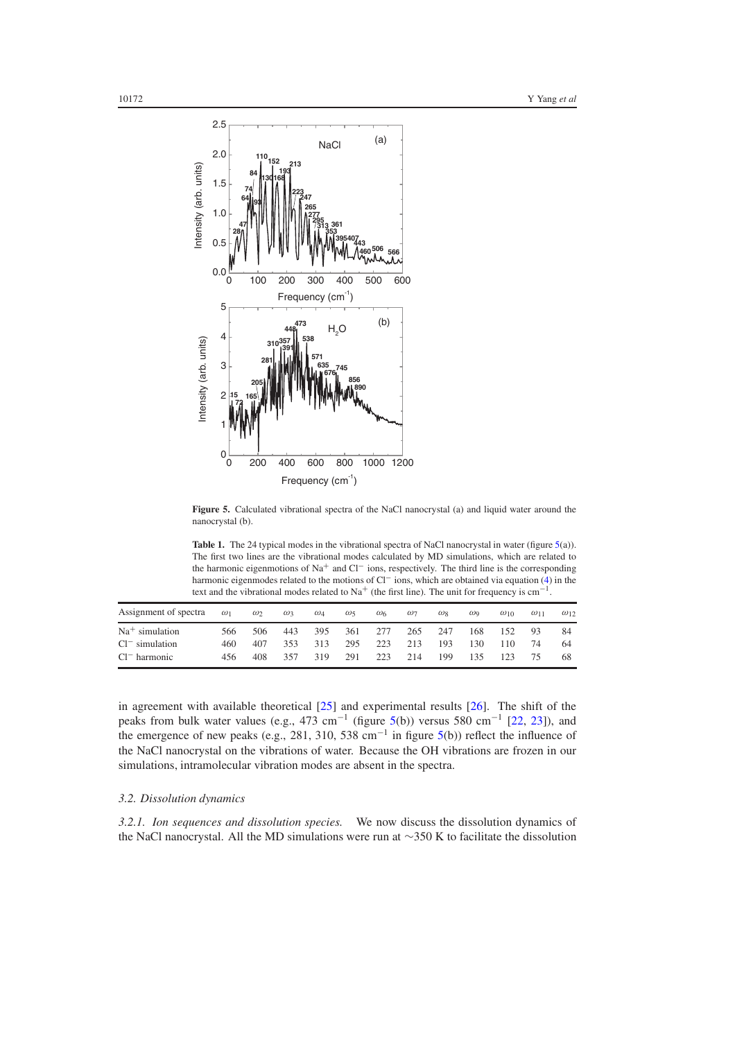(a)

NaCl

Intensity (arb. units)

2.5
2.0
1.5
1.0
0.5
0.0

110 152 213 84 193 130 168 74 64 93 223 247 265 277 295 313 361 353 47 28 395 407 443 460 506 566

0 100 200 300 400 500 600

Frequency (cm$^{-1}$)

(b)

$H_2O$

Intensity (arb. units)

5
4
3
2
1
0

473 448 357 310 391 538 281 571 635 745 676 856 890 205 15 72 165

0 200 400 600 800 1000 1200

Frequency (cm$^{-1}$)

**Figure 5.** Calculated vibrational spectra of the NaCl nanocrystal (a) and liquid water around the nanocrystal (b).

**Table 1.** The 24 typical modes in the vibrational spectra of NaCl nanocrystal in water (figure 5(a)). The first two lines are the vibrational modes calculated by MD simulations, which are related to the harmonic eigenmotions of $Na^+$ and $Cl^-$ ions, respectively. The third line is the corresponding harmonic eigenmodes related to the motions of $Cl^-$ ions, which are obtained via equation (4) in the text and the vibrational modes related to $Na^+$ (the first line). The unit for frequency is cm$^{-1}$.

| Assignment of spectra | $\omega_1$ | $\omega_2$ | $\omega_3$ | $\omega_4$ | $\omega_5$ | $\omega_6$ | $\omega_7$ | $\omega_8$ | $\omega_9$ | $\omega_{10}$ | $\omega_{11}$ | $\omega_{12}$ |
|---|---|---|---|---|---|---|---|---|---|---|---|---|
| $Na^+$ simulation | 566 | 506 | 443 | 395 | 361 | 277 | 265 | 247 | 168 | 152 | 93 | 84 |
| $Cl^-$ simulation | 460 | 407 | 353 | 313 | 295 | 223 | 213 | 193 | 130 | 110 | 74 | 64 |
| $Cl^-$ harmonic | 456 | 408 | 357 | 319 | 291 | 223 | 214 | 199 | 135 | 123 | 75 | 68 |

in agreement with available theoretical [25] and experimental results [26]. The shift of the peaks from bulk water values (e.g., 473 cm$^{-1}$ (figure 5(b)) versus 580 cm$^{-1}$ [22, 23]), and the emergence of new peaks (e.g., 281, 310, 538 cm$^{-1}$ in figure 5(b)) reflect the influence of the NaCl nanocrystal on the vibrations of water. Because the OH vibrations are frozen in our simulations, intramolecular vibration modes are absent in the spectra.

### *3.2. Dissolution dynamics*

*3.2.1. Ion sequences and dissolution species.* We now discuss the dissolution dynamics of the NaCl nanocrystal. All the MD simulations were run at ~350 K to facilitate the dissolution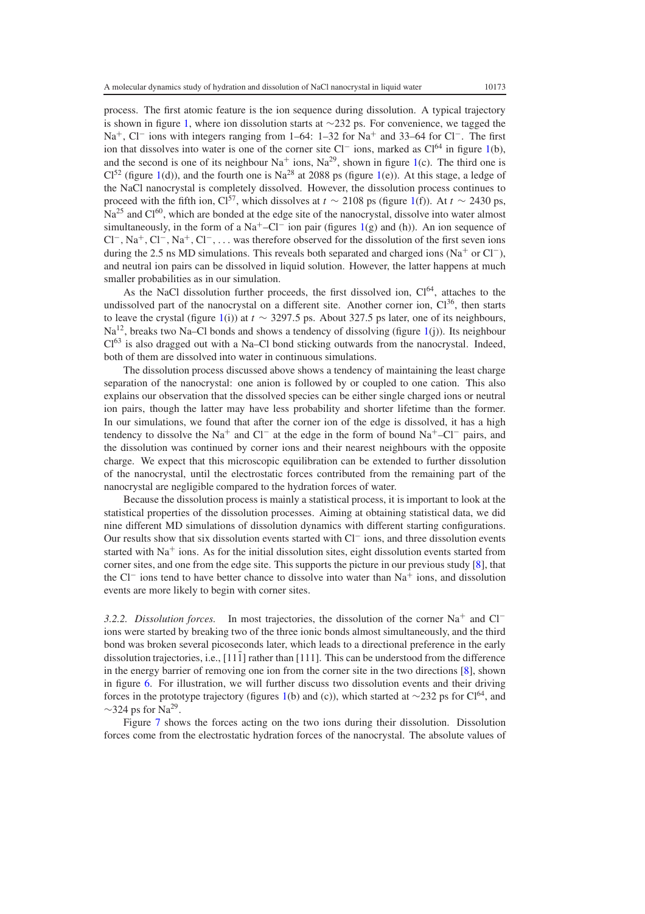process. The first atomic feature is the ion sequence during dissolution. A typical trajectory is shown in figure 1, where ion dissolution starts at ∼232 ps. For convenience, we tagged the $Na^+$, $Cl^-$ ions with integers ranging from 1–64: 1–32 for $Na^+$ and 33–64 for $Cl^-$. The first ion that dissolves into water is one of the corner site $Cl^-$ ions, marked as $Cl^{64}$ in figure 1(b), and the second is one of its neighbour $Na^+$ ions, $Na^{29}$, shown in figure 1(c). The third one is $Cl^{52}$ (figure 1(d)), and the fourth one is $Na^{28}$ at 2088 ps (figure 1(e)). At this stage, a ledge of the NaCl nanocrystal is completely dissolved. However, the dissolution process continues to proceed with the fifth ion, $Cl^{57}$, which dissolves at $t \sim 2108$ ps (figure 1(f)). At $t \sim 2430$ ps, $Na^{25}$ and $Cl^{60}$, which are bonded at the edge site of the nanocrystal, dissolve into water almost simultaneously, in the form of a $Na^+$–$Cl^-$ ion pair (figures 1(g) and (h)). An ion sequence of $Cl^-$, $Na^+$, $Cl^-$, $Na^+$, $Cl^-$, ... was therefore observed for the dissolution of the first seven ions during the 2.5 ns MD simulations. This reveals both separated and charged ions ($Na^+$ or $Cl^-$), and neutral ion pairs can be dissolved in liquid solution. However, the latter happens at much smaller probabilities as in our simulation.

As the NaCl dissolution further proceeds, the first dissolved ion, $Cl^{64}$, attaches to the undissolved part of the nanocrystal on a different site. Another corner ion, $Cl^{36}$, then starts to leave the crystal (figure 1(i)) at $t \sim 3297.5$ ps. About 327.5 ps later, one of its neighbours, $Na^{12}$, breaks two Na–Cl bonds and shows a tendency of dissolving (figure 1(j)). Its neighbour $Cl^{63}$ is also dragged out with a Na–Cl bond sticking outwards from the nanocrystal. Indeed, both of them are dissolved into water in continuous simulations.

The dissolution process discussed above shows a tendency of maintaining the least charge separation of the nanocrystal: one anion is followed by or coupled to one cation. This also explains our observation that the dissolved species can be either single charged ions or neutral ion pairs, though the latter may have less probability and shorter lifetime than the former. In our simulations, we found that after the corner ion of the edge is dissolved, it has a high tendency to dissolve the $Na^+$ and $Cl^-$ at the edge in the form of bound $Na^+$–$Cl^-$ pairs, and the dissolution was continued by corner ions and their nearest neighbours with the opposite charge. We expect that this microscopic equilibration can be extended to further dissolution of the nanocrystal, until the electrostatic forces contributed from the remaining part of the nanocrystal are negligible compared to the hydration forces of water.

Because the dissolution process is mainly a statistical process, it is important to look at the statistical properties of the dissolution processes. Aiming at obtaining statistical data, we did nine different MD simulations of dissolution dynamics with different starting configurations. Our results show that six dissolution events started with $Cl^-$ ions, and three dissolution events started with $Na^+$ ions. As for the initial dissolution sites, eight dissolution events started from corner sites, and one from the edge site. This supports the picture in our previous study [8], that the $Cl^-$ ions tend to have better chance to dissolve into water than $Na^+$ ions, and dissolution events are more likely to begin with corner sites.

*3.2.2. Dissolution forces.* In most trajectories, the dissolution of the corner $Na^+$ and $Cl^-$ ions were started by breaking two of the three ionic bonds almost simultaneously, and the third bond was broken several picoseconds later, which leads to a directional preference in the early dissolution trajectories, i.e., $[11\bar{1}]$ rather than [111]. This can be understood from the difference in the energy barrier of removing one ion from the corner site in the two directions [8], shown in figure 6. For illustration, we will further discuss two dissolution events and their driving forces in the prototype trajectory (figures 1(b) and (c)), which started at ∼232 ps for $Cl^{64}$, and ∼324 ps for $Na^{29}$.

Figure 7 shows the forces acting on the two ions during their dissolution. Dissolution forces come from the electrostatic hydration forces of the nanocrystal. The absolute values of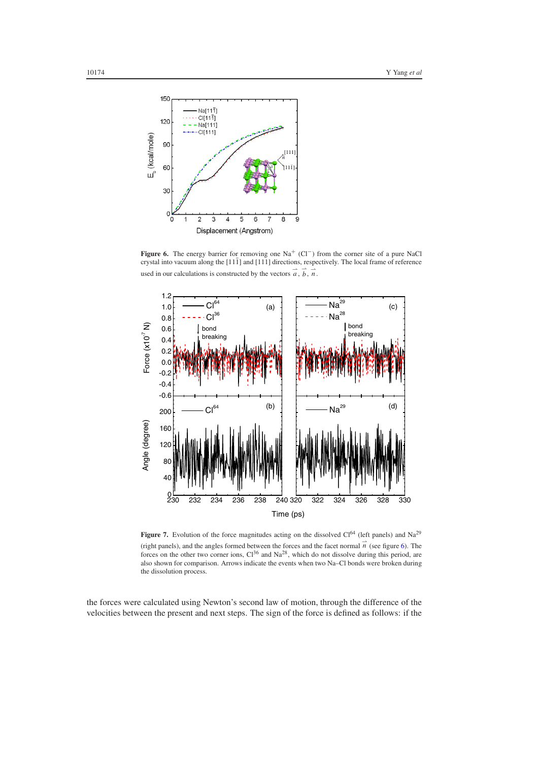150

120

90

60

30

0

$E_b$ (kcal/mole)

0 1 2 3 4 5 6 7 8 9

Displacement (Angstrom)

Na[11$\bar{1}$]

Cl[11$\bar{1}$]

Na[111]

Cl[111]

[111]

$\vec{n}$

[11$\bar{1}$]

**Figure 6.** The energy barrier for removing one $Na^+$ ($Cl^-$) from the corner site of a pure NaCl crystal into vacuum along the [11$\bar{1}$] and [111] directions, respectively. The local frame of reference used in our calculations is constructed by the vectors $\vec{a}$, $\vec{b}$, $\vec{n}$.

Force ($\times 10^{-7}$ N)

Angle (degree)

Time (ps)

$Cl^{64}$

$Cl^{36}$

bond breaking

(a)

$Na^{29}$

$Na^{28}$

bond breaking

(c)

$Cl^{64}$

(b)

$Na^{29}$

(d)

1.2 1.0 0.8 0.6 0.4 0.2 0.0 -0.2 -0.4 -0.6

200 160 120 80 40 0

230 232 234 236 238 240 320 322 324 326 328 330

**Figure 7.** Evolution of the force magnitudes acting on the dissolved $Cl^{64}$ (left panels) and $Na^{29}$ (right panels), and the angles formed between the forces and the facet normal $\vec{n}$ (see figure 6). The forces on the other two corner ions, $Cl^{36}$ and $Na^{28}$, which do not dissolve during this period, are also shown for comparison. Arrows indicate the events when two Na–Cl bonds were broken during the dissolution process.

the forces were calculated using Newton's second law of motion, through the difference of the velocities between the present and next steps. The sign of the force is defined as follows: if the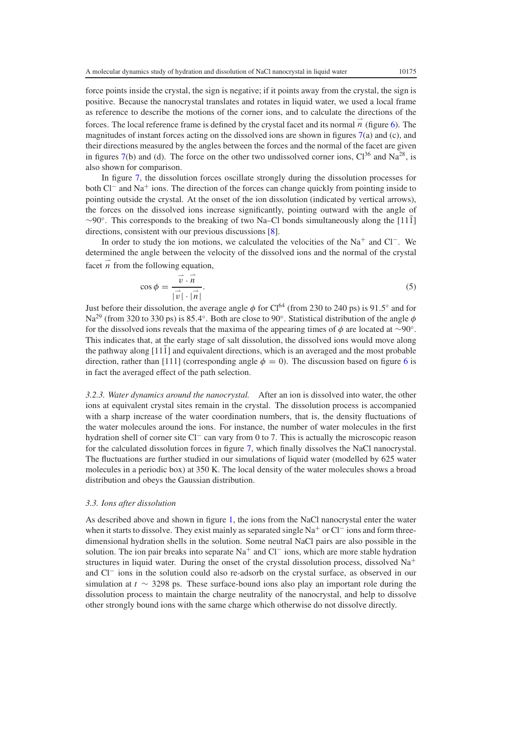force points inside the crystal, the sign is negative; if it points away from the crystal, the sign is positive. Because the nanocrystal translates and rotates in liquid water, we used a local frame as reference to describe the motions of the corner ions, and to calculate the directions of the forces. The local reference frame is defined by the crystal facet and its normal $\vec{n}$ (figure 6). The magnitudes of instant forces acting on the dissolved ions are shown in figures 7(a) and (c), and their directions measured by the angles between the forces and the normal of the facet are given in figures 7(b) and (d). The force on the other two undissolved corner ions, $Cl^{36}$ and $Na^{28}$, is also shown for comparison.

In figure 7, the dissolution forces oscillate strongly during the dissolution processes for both $Cl^-$ and $Na^+$ ions. The direction of the forces can change quickly from pointing inside to pointing outside the crystal. At the onset of the ion dissolution (indicated by vertical arrows), the forces on the dissolved ions increase significantly, pointing outward with the angle of $\sim$90°. This corresponds to the breaking of two Na–Cl bonds simultaneously along the $[11\bar{1}]$ directions, consistent with our previous discussions [8].

In order to study the ion motions, we calculated the velocities of the $Na^+$ and $Cl^-$. We determined the angle between the velocity of the dissolved ions and the normal of the crystal facet $\vec{n}$ from the following equation,

$$\cos\phi = \frac{\vec{v}\cdot\vec{n}}{|\vec{v}|\cdot|\vec{n}|}. \tag{5}$$

Just before their dissolution, the average angle $\phi$ for $Cl^{64}$ (from 230 to 240 ps) is 91.5° and for $Na^{29}$ (from 320 to 330 ps) is 85.4°. Both are close to 90°. Statistical distribution of the angle $\phi$ for the dissolved ions reveals that the maxima of the appearing times of $\phi$ are located at $\sim$90°. This indicates that, at the early stage of salt dissolution, the dissolved ions would move along the pathway along $[11\bar{1}]$ and equivalent directions, which is an averaged and the most probable direction, rather than [111] (corresponding angle $\phi = 0$). The discussion based on figure 6 is in fact the averaged effect of the path selection.

*3.2.3. Water dynamics around the nanocrystal.* After an ion is dissolved into water, the other ions at equivalent crystal sites remain in the crystal. The dissolution process is accompanied with a sharp increase of the water coordination numbers, that is, the density fluctuations of the water molecules around the ions. For instance, the number of water molecules in the first hydration shell of corner site $Cl^-$ can vary from 0 to 7. This is actually the microscopic reason for the calculated dissolution forces in figure 7, which finally dissolves the NaCl nanocrystal. The fluctuations are further studied in our simulations of liquid water (modelled by 625 water molecules in a periodic box) at 350 K. The local density of the water molecules shows a broad distribution and obeys the Gaussian distribution.

### *3.3. Ions after dissolution*

As described above and shown in figure 1, the ions from the NaCl nanocrystal enter the water when it starts to dissolve. They exist mainly as separated single $Na^+$ or $Cl^-$ ions and form three-dimensional hydration shells in the solution. Some neutral NaCl pairs are also possible in the solution. The ion pair breaks into separate $Na^+$ and $Cl^-$ ions, which are more stable hydration structures in liquid water. During the onset of the crystal dissolution process, dissolved $Na^+$ and $Cl^-$ ions in the solution could also re-adsorb on the crystal surface, as observed in our simulation at $t \sim 3298$ ps. These surface-bound ions also play an important role during the dissolution process to maintain the charge neutrality of the nanocrystal, and help to dissolve other strongly bound ions with the same charge which otherwise do not dissolve directly.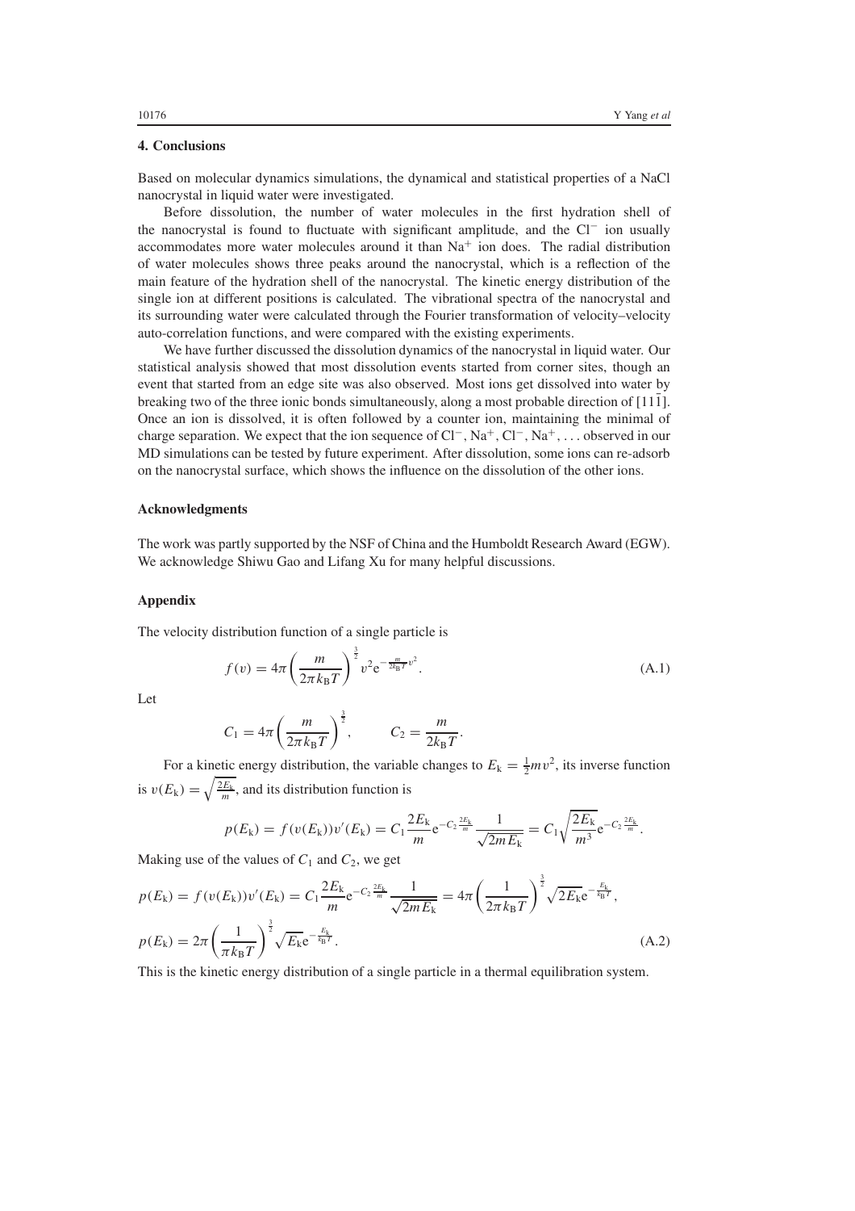## 4. Conclusions

Based on molecular dynamics simulations, the dynamical and statistical properties of a NaCl nanocrystal in liquid water were investigated.

Before dissolution, the number of water molecules in the first hydration shell of the nanocrystal is found to fluctuate with significant amplitude, and the $Cl^-$ ion usually accommodates more water molecules around it than $Na^+$ ion does. The radial distribution of water molecules shows three peaks around the nanocrystal, which is a reflection of the main feature of the hydration shell of the nanocrystal. The kinetic energy distribution of the single ion at different positions is calculated. The vibrational spectra of the nanocrystal and its surrounding water were calculated through the Fourier transformation of velocity–velocity auto-correlation functions, and were compared with the existing experiments.

We have further discussed the dissolution dynamics of the nanocrystal in liquid water. Our statistical analysis showed that most dissolution events started from corner sites, though an event that started from an edge site was also observed. Most ions get dissolved into water by breaking two of the three ionic bonds simultaneously, along a most probable direction of $[11\bar{1}]$. Once an ion is dissolved, it is often followed by a counter ion, maintaining the minimal of charge separation. We expect that the ion sequence of $Cl^-$, $Na^+$, $Cl^-$, $Na^+$, ... observed in our MD simulations can be tested by future experiment. After dissolution, some ions can re-adsorb on the nanocrystal surface, which shows the influence on the dissolution of the other ions.

### Acknowledgments

The work was partly supported by the NSF of China and the Humboldt Research Award (EGW). We acknowledge Shiwu Gao and Lifang Xu for many helpful discussions.

### Appendix

The velocity distribution function of a single particle is

$$f(v) = 4\pi \left( \frac{m}{2\pi k_B T} \right)^{\frac{3}{2}} v^2 e^{-\frac{m}{2k_B T} v^2}. \tag{A.1}$$

Let

$$C_1 = 4\pi \left( \frac{m}{2\pi k_B T} \right)^{\frac{3}{2}}, \qquad C_2 = \frac{m}{2k_B T}.$$

For a kinetic energy distribution, the variable changes to $E_k = \frac{1}{2} m v^2$, its inverse function is $v(E_k) = \sqrt{\frac{2E_k}{m}}$, and its distribution function is

$$p(E_k) = f(v(E_k)) v'(E_k) = C_1 \frac{2E_k}{m} e^{-C_2 \frac{2E_k}{m}} \frac{1}{\sqrt{2mE_k}} = C_1 \sqrt{\frac{2E_k}{m^3}} e^{-C_2 \frac{2E_k}{m}}.$$

Making use of the values of $C_1$ and $C_2$, we get

$$p(E_k) = f(v(E_k)) v'(E_k) = C_1 \frac{2E_k}{m} e^{-C_2 \frac{2E_k}{m}} \frac{1}{\sqrt{2mE_k}} = 4\pi \left( \frac{1}{2\pi k_B T} \right)^{\frac{3}{2}} \sqrt{2E_k} e^{-\frac{E_k}{k_B T}},$$

$$p(E_k) = 2\pi \left( \frac{1}{\pi k_B T} \right)^{\frac{3}{2}} \sqrt{E_k} e^{-\frac{E_k}{k_B T}}. \tag{A.2}$$

This is the kinetic energy distribution of a single particle in a thermal equilibration system.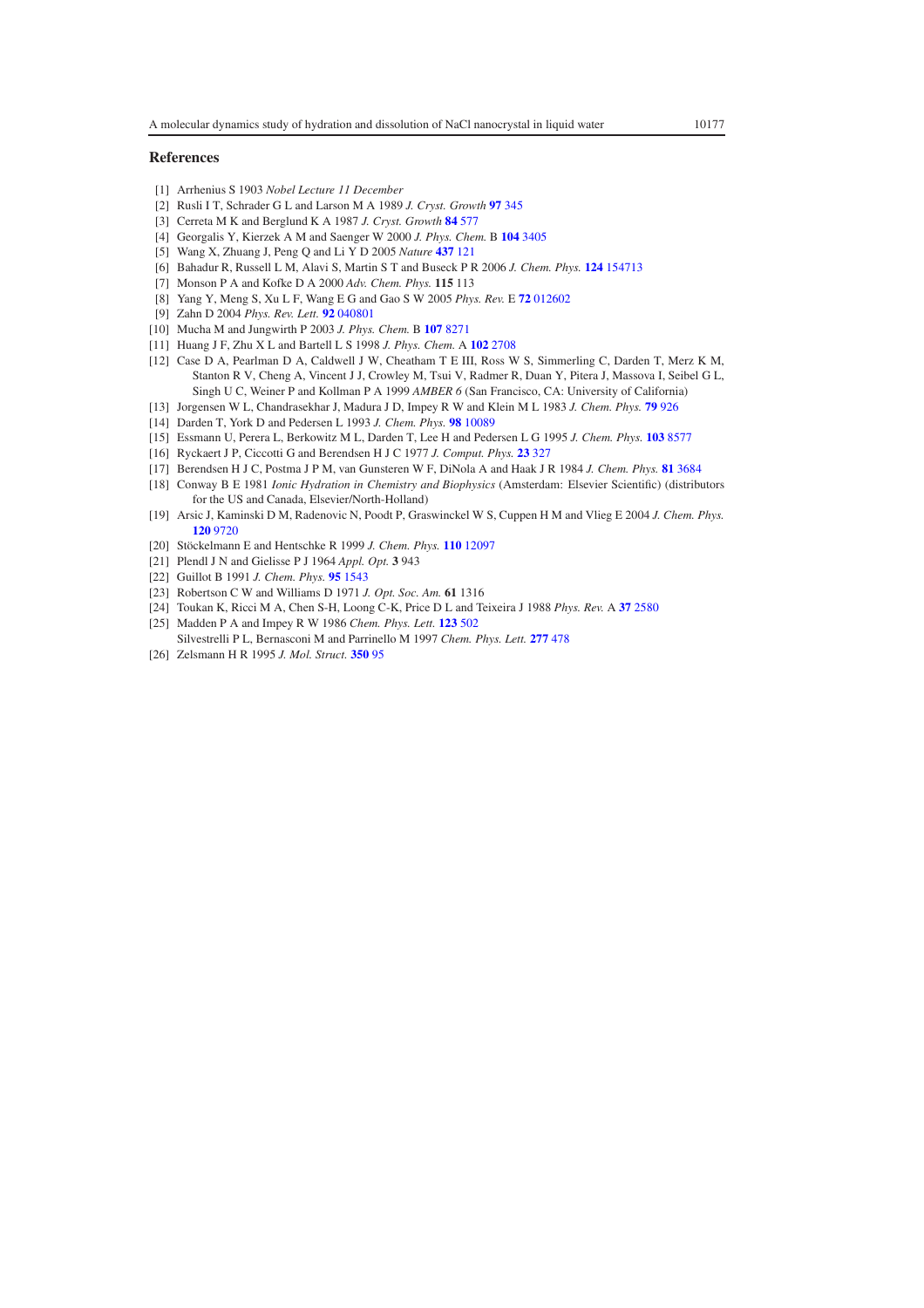## References

[1] Arrhenius S 1903 *Nobel Lecture 11 December*

[2] Rusli I T, Schrader G L and Larson M A 1989 *J. Cryst. Growth* **97** 345

[3] Cerreta M K and Berglund K A 1987 *J. Cryst. Growth* **84** 577

[4] Georgalis Y, Kierzek A M and Saenger W 2000 *J. Phys. Chem.* B **104** 3405

[5] Wang X, Zhuang J, Peng Q and Li Y D 2005 *Nature* **437** 121

[6] Bahadur R, Russell L M, Alavi S, Martin S T and Buseck P R 2006 *J. Chem. Phys.* **124** 154713

[7] Monson P A and Kofke D A 2000 *Adv. Chem. Phys.* **115** 113

[8] Yang Y, Meng S, Xu L F, Wang E G and Gao S W 2005 *Phys. Rev.* E **72** 012602

[9] Zahn D 2004 *Phys. Rev. Lett.* **92** 040801

[10] Mucha M and Jungwirth P 2003 *J. Phys. Chem.* B **107** 8271

[11] Huang J F, Zhu X L and Bartell L S 1998 *J. Phys. Chem.* A **102** 2708

[12] Case D A, Pearlman D A, Caldwell J W, Cheatham T E III, Ross W S, Simmerling C, Darden T, Merz K M, Stanton R V, Cheng A, Vincent J J, Crowley M, Tsui V, Radmer R, Duan Y, Pitera J, Massova I, Seibel G L, Singh U C, Weiner P and Kollman P A 1999 *AMBER 6* (San Francisco, CA: University of California)

[13] Jorgensen W L, Chandrasekhar J, Madura J D, Impey R W and Klein M L 1983 *J. Chem. Phys.* **79** 926

[14] Darden T, York D and Pedersen L 1993 *J. Chem. Phys.* **98** 10089

[15] Essmann U, Perera L, Berkowitz M L, Darden T, Lee H and Pedersen L G 1995 *J. Chem. Phys.* **103** 8577

[16] Ryckaert J P, Ciccotti G and Berendsen H J C 1977 *J. Comput. Phys.* **23** 327

[17] Berendsen H J C, Postma J P M, van Gunsteren W F, DiNola A and Haak J R 1984 *J. Chem. Phys.* **81** 3684

[18] Conway B E 1981 *Ionic Hydration in Chemistry and Biophysics* (Amsterdam: Elsevier Scientific) (distributors for the US and Canada, Elsevier/North-Holland)

[19] Arsic J, Kaminski D M, Radenovic N, Poodt P, Graswinckel W S, Cuppen H M and Vlieg E 2004 *J. Chem. Phys.* **120** 9720

[20] Stöckelmann E and Hentschke R 1999 *J. Chem. Phys.* **110** 12097

[21] Plendl J N and Gielisse P J 1964 *Appl. Opt.* **3** 943

[22] Guillot B 1991 *J. Chem. Phys.* **95** 1543

[23] Robertson C W and Williams D 1971 *J. Opt. Soc. Am.* **61** 1316

[24] Toukan K, Ricci M A, Chen S-H, Loong C-K, Price D L and Teixeira J 1988 *Phys. Rev.* A **37** 2580

[25] Madden P A and Impey R W 1986 *Chem. Phys. Lett.* **123** 502
Silvestrelli P L, Bernasconi M and Parrinello M 1997 *Chem. Phys. Lett.* **277** 478

[26] Zelsmann H R 1995 *J. Mol. Struct.* **350** 95